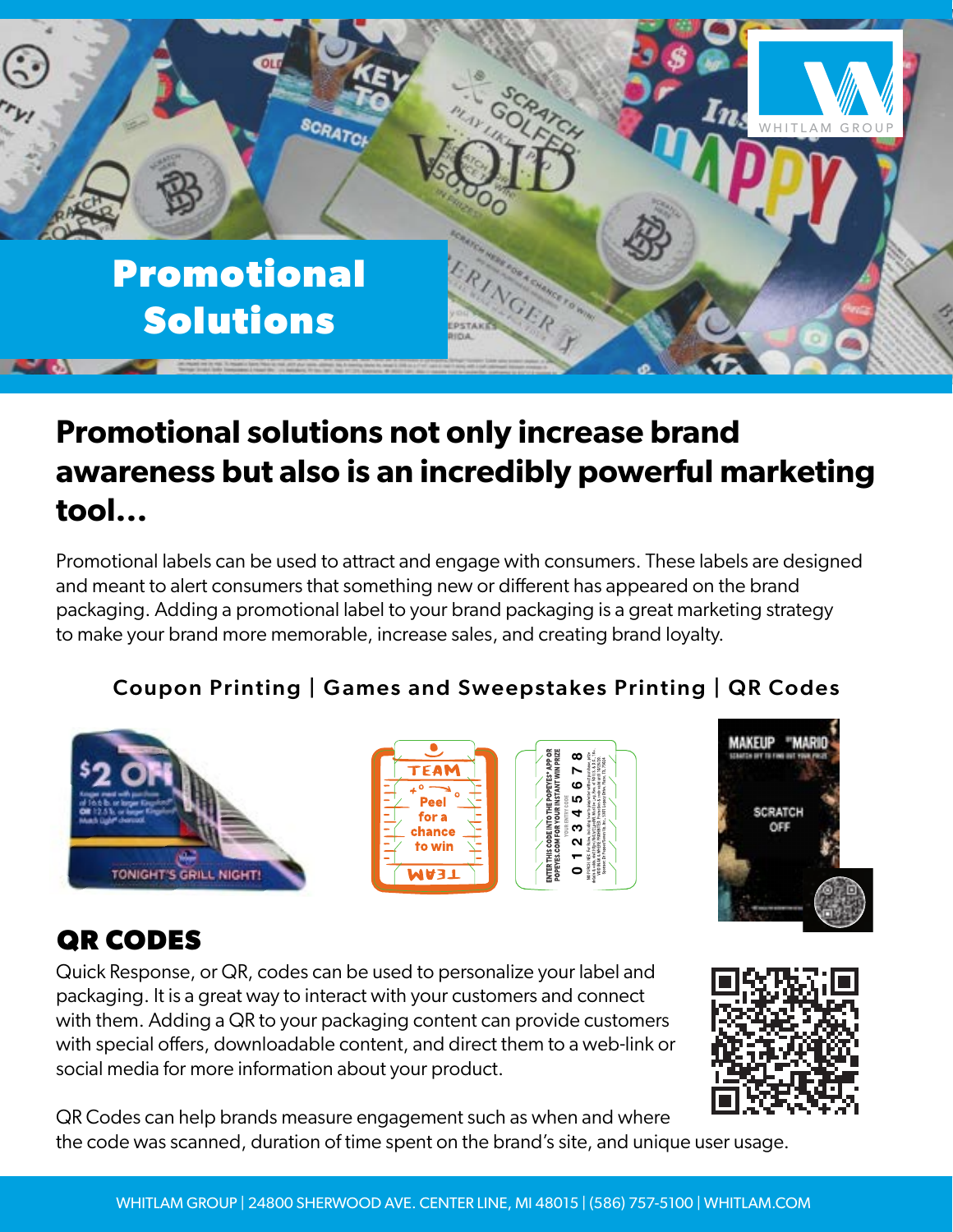# Promotional Solutions

## Promotional solutions not only increase brand awareness but also is an incredibly powerful marketing tool...

Promotional labels can be used to attract and engage with consumers. These labels are designed and meant to alert consumers that something new or different has appeared on the brand packaging. Adding a promotional label to your brand packaging is a great marketing strategy to make your brand more memorable, increase sales, and creating brand loyalty.

**Coupon Printing | Games and Sweepstakes Printing | QR Codes**

## QR CODES

Quick Response, or QR, codes can be used to personalize your label and packaging. It is a great way to interact with your customers and connect with them. Adding a QR to your packaging content can provide customers with special offers, downloadable content, and direct them to a web-link or social media for more information about your product.

QR Codes can help brands measure engagement such as when and where the code was scanned, duration of time spent on the brand's site, and unique user usage.

WHITLAM GROUP | 24800 SHERWOOD AVE. CENTER LINE, MI 48015 | (586) 757-5100 | WHITLAM.COM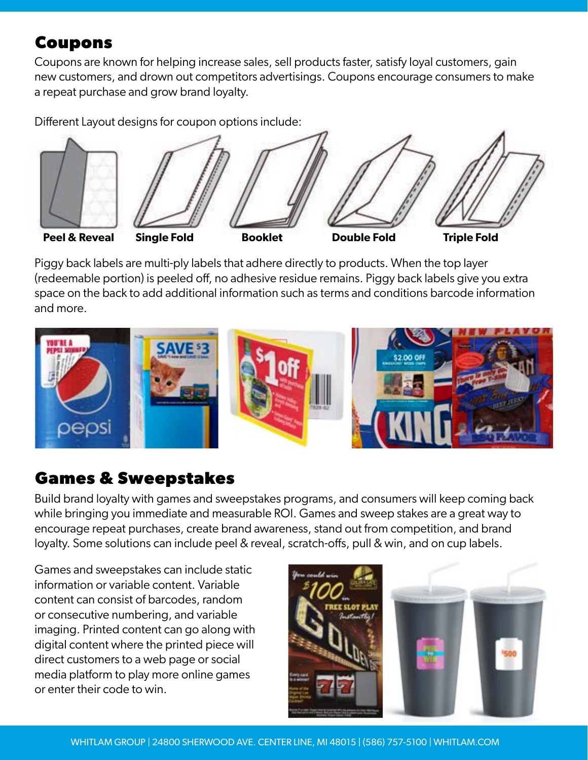## Coupons

Coupons are known for helping increase sales, sell products faster, satisfy loyal customers, gain new customers, and drown out competitors advertisings. Coupons encourage consumers to make a repeat purchase and grow brand loyalty.

Different Layout designs for coupon options include:

**Peel & Reveal** **Single Fold** **Booklet** **Double Fold** **Triple Fold**

Piggy back labels are multi-ply labels that adhere directly to products. When the top layer (redeemable portion) is peeled off, no adhesive residue remains. Piggy back labels give you extra space on the back to add additional information such as terms and conditions barcode information and more.

## Games & Sweepstakes

Build brand loyalty with games and sweepstakes programs, and consumers will keep coming back while bringing you immediate and measurable ROI. Games and sweep stakes are a great way to encourage repeat purchases, create brand awareness, stand out from competition, and brand loyalty. Some solutions can include peel & reveal, scratch-offs, pull & win, and on cup labels.

Games and sweepstakes can include static information or variable content. Variable content can consist of barcodes, random or consecutive numbering, and variable imaging. Printed content can go along with digital content where the printed piece will direct customers to a web page or social media platform to play more online games or enter their code to win.